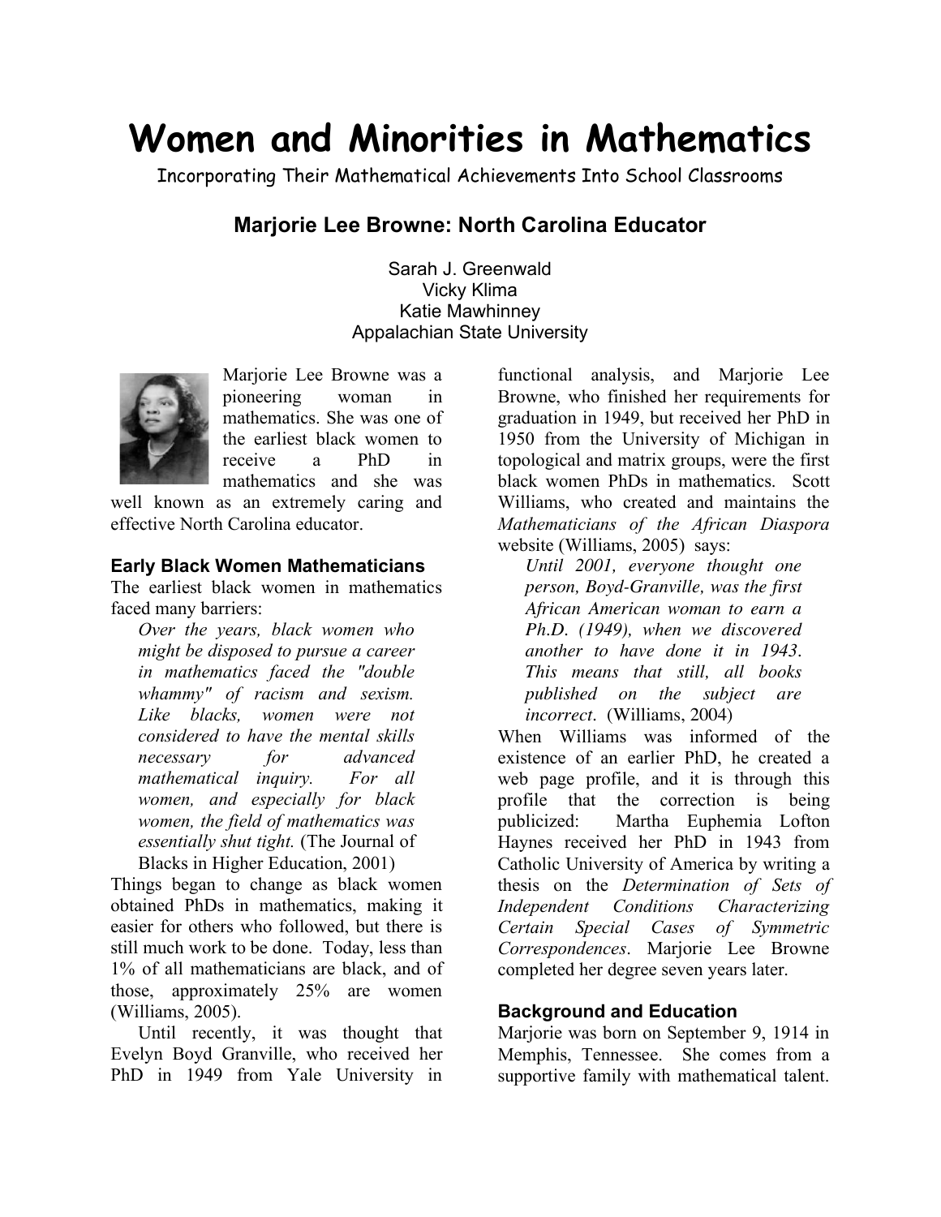# Women and Minorities in Mathematics

Incorporating Their Mathematical Achievements Into School Classrooms

## Marjorie Lee Browne: North Carolina Educator

Sarah J. Greenwald
Vicky Klima
Katie Mawhinney
Appalachian State University

Marjorie Lee Browne was a pioneering woman in mathematics. She was one of the earliest black women to receive a PhD in mathematics and she was well known as an extremely caring and effective North Carolina educator.

### Early Black Women Mathematicians

The earliest black women in mathematics faced many barriers:

> *Over the years, black women who might be disposed to pursue a career in mathematics faced the "double whammy" of racism and sexism. Like blacks, women were not considered to have the mental skills necessary for advanced mathematical inquiry. For all women, and especially for black women, the field of mathematics was essentially shut tight.* (The Journal of Blacks in Higher Education, 2001)

Things began to change as black women obtained PhDs in mathematics, making it easier for others who followed, but there is still much work to be done. Today, less than 1% of all mathematicians are black, and of those, approximately 25% are women (Williams, 2005).

Until recently, it was thought that Evelyn Boyd Granville, who received her PhD in 1949 from Yale University in functional analysis, and Marjorie Lee Browne, who finished her requirements for graduation in 1949, but received her PhD in 1950 from the University of Michigan in topological and matrix groups, were the first black women PhDs in mathematics. Scott Williams, who created and maintains the *Mathematicians of the African Diaspora* website (Williams, 2005) says:

> *Until 2001, everyone thought one person, Boyd-Granville, was the first African American woman to earn a Ph.D. (1949), when we discovered another to have done it in 1943. This means that still, all books published on the subject are incorrect*. (Williams, 2004)

When Williams was informed of the existence of an earlier PhD, he created a web page profile, and it is through this profile that the correction is being publicized: Martha Euphemia Lofton Haynes received her PhD in 1943 from Catholic University of America by writing a thesis on the *Determination of Sets of Independent Conditions Characterizing Certain Special Cases of Symmetric Correspondences*. Marjorie Lee Browne completed her degree seven years later.

### Background and Education

Marjorie was born on September 9, 1914 in Memphis, Tennessee. She comes from a supportive family with mathematical talent.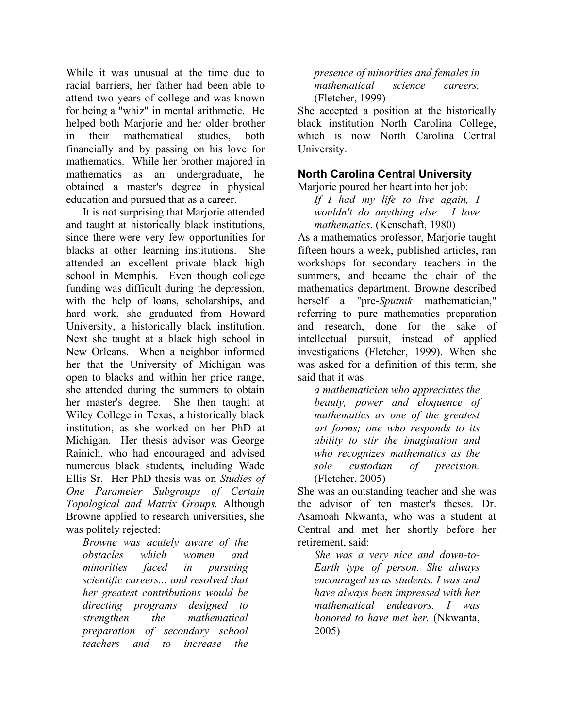While it was unusual at the time due to racial barriers, her father had been able to attend two years of college and was known for being a "whiz" in mental arithmetic. He helped both Marjorie and her older brother in their mathematical studies, both financially and by passing on his love for mathematics. While her brother majored in mathematics as an undergraduate, he obtained a master's degree in physical education and pursued that as a career.

It is not surprising that Marjorie attended and taught at historically black institutions, since there were very few opportunities for blacks at other learning institutions. She attended an excellent private black high school in Memphis. Even though college funding was difficult during the depression, with the help of loans, scholarships, and hard work, she graduated from Howard University, a historically black institution. Next she taught at a black high school in New Orleans. When a neighbor informed her that the University of Michigan was open to blacks and within her price range, she attended during the summers to obtain her master's degree. She then taught at Wiley College in Texas, a historically black institution, as she worked on her PhD at Michigan. Her thesis advisor was George Rainich, who had encouraged and advised numerous black students, including Wade Ellis Sr. Her PhD thesis was on *Studies of One Parameter Subgroups of Certain Topological and Matrix Groups.* Although Browne applied to research universities, she was politely rejected:

> *Browne was acutely aware of the obstacles which women and minorities faced in pursuing scientific careers... and resolved that her greatest contributions would be directing programs designed to strengthen the mathematical preparation of secondary school teachers and to increase the presence of minorities and females in mathematical science careers.* (Fletcher, 1999)

She accepted a position at the historically black institution North Carolina College, which is now North Carolina Central University.

## North Carolina Central University

Marjorie poured her heart into her job:

> *If I had my life to live again, I wouldn't do anything else. I love mathematics*. (Kenschaft, 1980)

As a mathematics professor, Marjorie taught fifteen hours a week, published articles, ran workshops for secondary teachers in the summers, and became the chair of the mathematics department. Browne described herself a "pre-*Sputnik* mathematician," referring to pure mathematics preparation and research, done for the sake of intellectual pursuit, instead of applied investigations (Fletcher, 1999). When she was asked for a definition of this term, she said that it was

> *a mathematician who appreciates the beauty, power and eloquence of mathematics as one of the greatest art forms; one who responds to its ability to stir the imagination and who recognizes mathematics as the sole custodian of precision.* (Fletcher, 2005)

She was an outstanding teacher and she was the advisor of ten master's theses. Dr. Asamoah Nkwanta, who was a student at Central and met her shortly before her retirement, said:

> *She was a very nice and down-to-Earth type of person. She always encouraged us as students. I was and have always been impressed with her mathematical endeavors. I was honored to have met her.* (Nkwanta, 2005)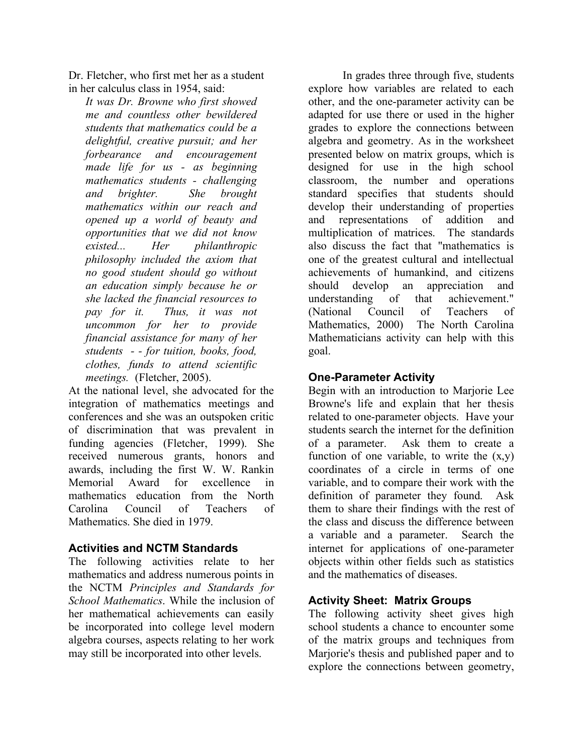Dr. Fletcher, who first met her as a student in her calculus class in 1954, said:

> *It was Dr. Browne who first showed me and countless other bewildered students that mathematics could be a delightful, creative pursuit; and her forbearance and encouragement made life for us - as beginning mathematics students - challenging and brighter. She brought mathematics within our reach and opened up a world of beauty and opportunities that we did not know existed... Her philanthropic philosophy included the axiom that no good student should go without an education simply because he or she lacked the financial resources to pay for it. Thus, it was not uncommon for her to provide financial assistance for many of her students - - for tuition, books, food, clothes, funds to attend scientific meetings.* (Fletcher, 2005).

At the national level, she advocated for the integration of mathematics meetings and conferences and she was an outspoken critic of discrimination that was prevalent in funding agencies (Fletcher, 1999). She received numerous grants, honors and awards, including the first W. W. Rankin Memorial Award for excellence in mathematics education from the North Carolina Council of Teachers of Mathematics. She died in 1979.

## Activities and NCTM Standards

The following activities relate to her mathematics and address numerous points in the NCTM *Principles and Standards for School Mathematics*. While the inclusion of her mathematical achievements can easily be incorporated into college level modern algebra courses, aspects relating to her work may still be incorporated into other levels.

In grades three through five, students explore how variables are related to each other, and the one-parameter activity can be adapted for use there or used in the higher grades to explore the connections between algebra and geometry. As in the worksheet presented below on matrix groups, which is designed for use in the high school classroom, the number and operations standard specifies that students should develop their understanding of properties and representations of addition and multiplication of matrices. The standards also discuss the fact that "mathematics is one of the greatest cultural and intellectual achievements of humankind, and citizens should develop an appreciation and understanding of that achievement." (National Council of Teachers of Mathematics, 2000) The North Carolina Mathematicians activity can help with this goal.

## One-Parameter Activity

Begin with an introduction to Marjorie Lee Browne's life and explain that her thesis related to one-parameter objects. Have your students search the internet for the definition of a parameter. Ask them to create a function of one variable, to write the (x,y) coordinates of a circle in terms of one variable, and to compare their work with the definition of parameter they found. Ask them to share their findings with the rest of the class and discuss the difference between a variable and a parameter. Search the internet for applications of one-parameter objects within other fields such as statistics and the mathematics of diseases.

## Activity Sheet: Matrix Groups

The following activity sheet gives high school students a chance to encounter some of the matrix groups and techniques from Marjorie's thesis and published paper and to explore the connections between geometry,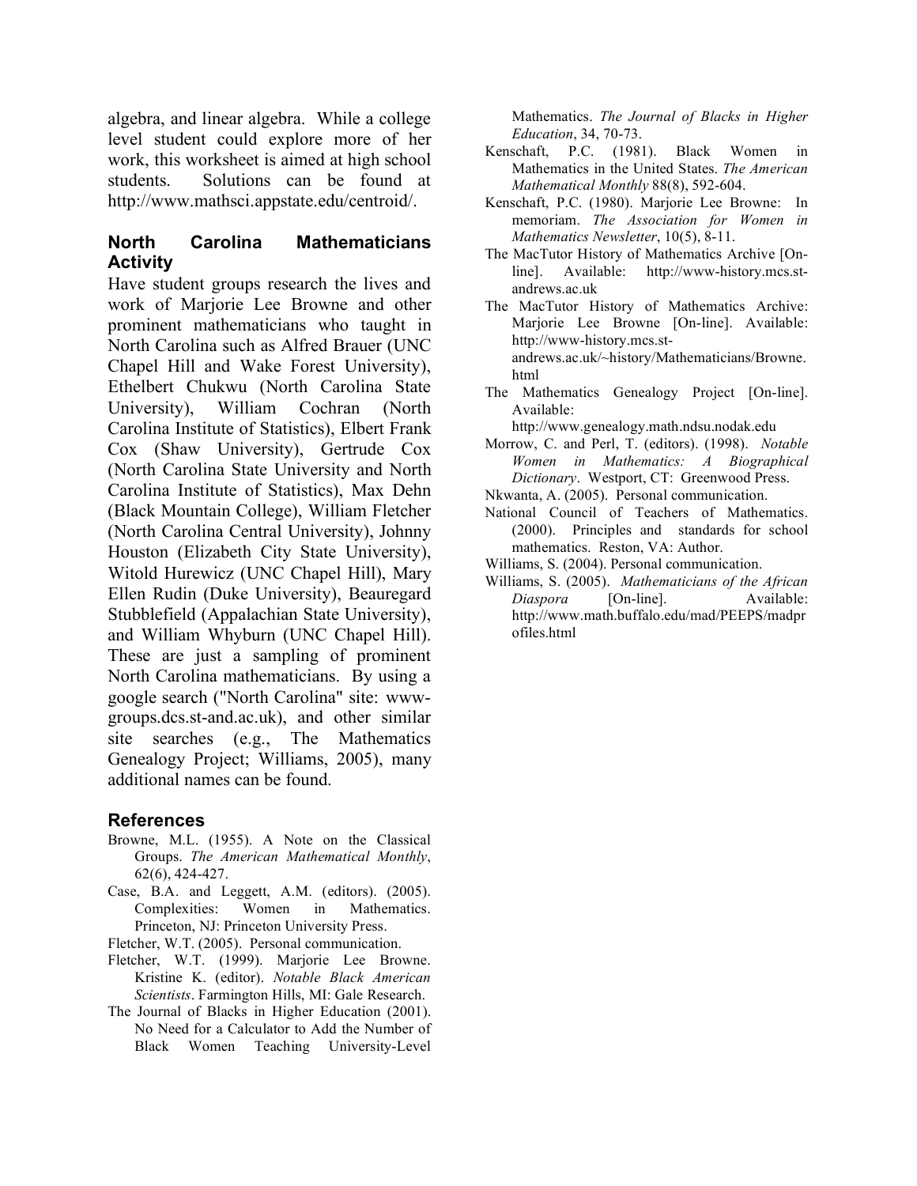algebra, and linear algebra. While a college level student could explore more of her work, this worksheet is aimed at high school students. Solutions can be found at http://www.mathsci.appstate.edu/centroid/.

## North Carolina Mathematicians Activity

Have student groups research the lives and work of Marjorie Lee Browne and other prominent mathematicians who taught in North Carolina such as Alfred Brauer (UNC Chapel Hill and Wake Forest University), Ethelbert Chukwu (North Carolina State University), William Cochran (North Carolina Institute of Statistics), Elbert Frank Cox (Shaw University), Gertrude Cox (North Carolina State University and North Carolina Institute of Statistics), Max Dehn (Black Mountain College), William Fletcher (North Carolina Central University), Johnny Houston (Elizabeth City State University), Witold Hurewicz (UNC Chapel Hill), Mary Ellen Rudin (Duke University), Beauregard Stubblefield (Appalachian State University), and William Whyburn (UNC Chapel Hill). These are just a sampling of prominent North Carolina mathematicians. By using a google search ("North Carolina" site: www-groups.dcs.st-and.ac.uk), and other similar site searches (e.g., The Mathematics Genealogy Project; Williams, 2005), many additional names can be found.

## References

Browne, M.L. (1955). A Note on the Classical Groups. *The American Mathematical Monthly*, 62(6), 424-427.

Case, B.A. and Leggett, A.M. (editors). (2005). Complexities: Women in Mathematics. Princeton, NJ: Princeton University Press.

Fletcher, W.T. (2005). Personal communication.

Fletcher, W.T. (1999). Marjorie Lee Browne. Kristine K. (editor). *Notable Black American Scientists*. Farmington Hills, MI: Gale Research.

The Journal of Blacks in Higher Education (2001). No Need for a Calculator to Add the Number of Black Women Teaching University-Level Mathematics. *The Journal of Blacks in Higher Education*, 34, 70-73.

Kenschaft, P.C. (1981). Black Women in Mathematics in the United States. *The American Mathematical Monthly* 88(8), 592-604.

Kenschaft, P.C. (1980). Marjorie Lee Browne: In memoriam. *The Association for Women in Mathematics Newsletter*, 10(5), 8-11.

The MacTutor History of Mathematics Archive [On-line]. Available: http://www-history.mcs.st-andrews.ac.uk

The MacTutor History of Mathematics Archive: Marjorie Lee Browne [On-line]. Available: http://www-history.mcs.st-andrews.ac.uk/~history/Mathematicians/Browne.html

The Mathematics Genealogy Project [On-line]. Available: http://www.genealogy.math.ndsu.nodak.edu

Morrow, C. and Perl, T. (editors). (1998). *Notable Women in Mathematics: A Biographical Dictionary*. Westport, CT: Greenwood Press.

Nkwanta, A. (2005). Personal communication.

National Council of Teachers of Mathematics. (2000). Principles and standards for school mathematics. Reston, VA: Author.

Williams, S. (2004). Personal communication.

Williams, S. (2005). *Mathematicians of the African Diaspora* [On-line]. Available: http://www.math.buffalo.edu/mad/PEEPS/madprofiles.html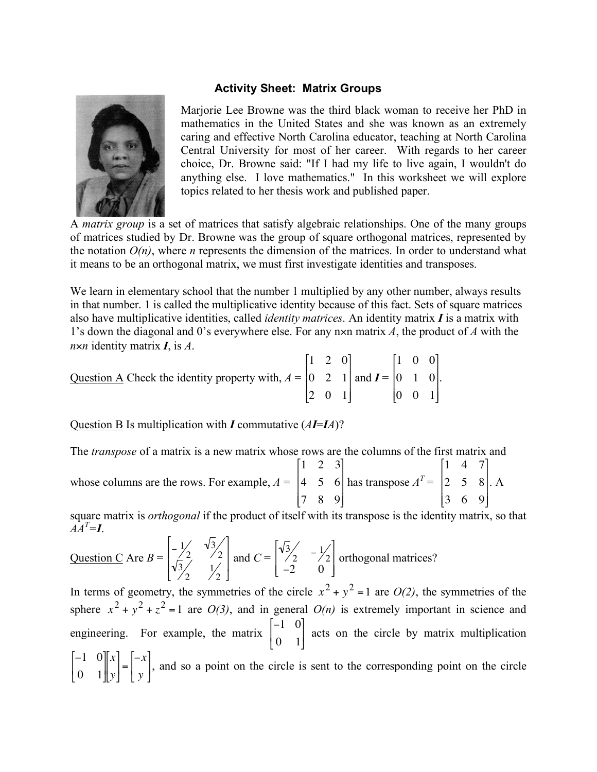### Activity Sheet: Matrix Groups

Marjorie Lee Browne was the third black woman to receive her PhD in mathematics in the United States and she was known as an extremely caring and effective North Carolina educator, teaching at North Carolina Central University for most of her career. With regards to her career choice, Dr. Browne said: "If I had my life to live again, I wouldn't do anything else. I love mathematics." In this worksheet we will explore topics related to her thesis work and published paper.

A *matrix group* is a set of matrices that satisfy algebraic relationships. One of the many groups of matrices studied by Dr. Browne was the group of square orthogonal matrices, represented by the notation *O(n)*, where *n* represents the dimension of the matrices. In order to understand what it means to be an orthogonal matrix, we must first investigate identities and transposes.

We learn in elementary school that the number 1 multiplied by any other number, always results in that number. 1 is called the multiplicative identity because of this fact. Sets of square matrices also have multiplicative identities, called *identity matrices*. An identity matrix $\boldsymbol{I}$ is a matrix with 1's down the diagonal and 0's everywhere else. For any $n \times n$ matrix $A$, the product of $A$ with the $n \times n$ identity matrix $\boldsymbol{I}$, is $A$.

Question A Check the identity property with, $A = \begin{bmatrix} 1 & 2 & 0 \\ 0 & 2 & 1 \\ 2 & 0 & 1 \end{bmatrix}$ and $\boldsymbol{I} = \begin{bmatrix} 1 & 0 & 0 \\ 0 & 1 & 0 \\ 0 & 0 & 1 \end{bmatrix}$.

Question B Is multiplication with $\boldsymbol{I}$ commutative ($A\boldsymbol{I}=\boldsymbol{I}A$)?

The *transpose* of a matrix is a new matrix whose rows are the columns of the first matrix and whose columns are the rows. For example, $A = \begin{bmatrix} 1 & 2 & 3 \\ 4 & 5 & 6 \\ 7 & 8 & 9 \end{bmatrix}$ has transpose $A^T = \begin{bmatrix} 1 & 4 & 7 \\ 2 & 5 & 8 \\ 3 & 6 & 9 \end{bmatrix}$. A square matrix is *orthogonal* if the product of itself with its transpose is the identity matrix, so that $AA^T=\boldsymbol{I}$.

Question C Are $B = \begin{bmatrix} -\frac{1}{2} & \frac{\sqrt{3}}{2} \\ \frac{\sqrt{3}}{2} & \frac{1}{2} \end{bmatrix}$ and $C = \begin{bmatrix} \frac{\sqrt{3}}{2} & -\frac{1}{2} \\ -2 & 0 \end{bmatrix}$ orthogonal matrices?

In terms of geometry, the symmetries of the circle $x^2 + y^2 = 1$ are *O(2)*, the symmetries of the sphere $x^2 + y^2 + z^2 = 1$ are *O(3)*, and in general *O(n)* is extremely important in science and engineering. For example, the matrix $\begin{bmatrix} -1 & 0 \\ 0 & 1 \end{bmatrix}$ acts on the circle by matrix multiplication $\begin{bmatrix} -1 & 0 \\ 0 & 1 \end{bmatrix}\begin{bmatrix} x \\ y \end{bmatrix} = \begin{bmatrix} -x \\ y \end{bmatrix}$, and so a point on the circle is sent to the corresponding point on the circle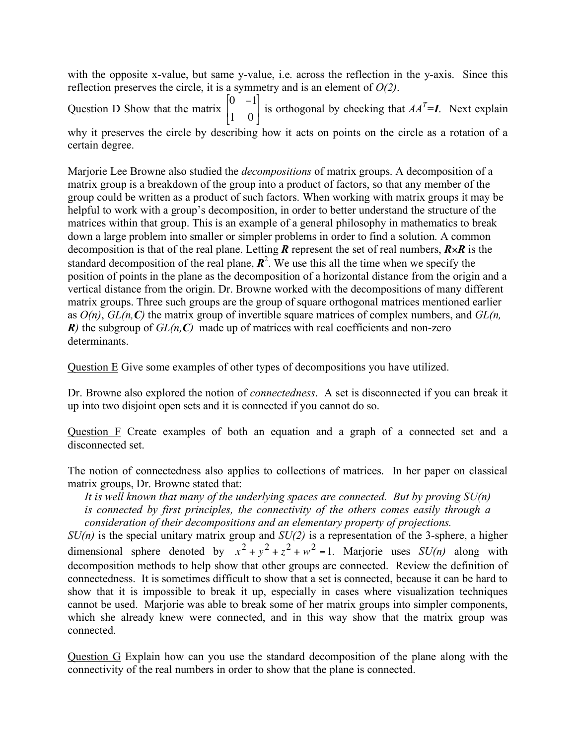with the opposite x-value, but same y-value, i.e. across the reflection in the y-axis. Since this reflection preserves the circle, it is a symmetry and is an element of *O(2)*.

Question D Show that the matrix $\begin{bmatrix} 0 & -1 \\ 1 & 0 \end{bmatrix}$ is orthogonal by checking that $AA^T = \boldsymbol{I}$. Next explain why it preserves the circle by describing how it acts on points on the circle as a rotation of a certain degree.

Marjorie Lee Browne also studied the *decompositions* of matrix groups. A decomposition of a matrix group is a breakdown of the group into a product of factors, so that any member of the group could be written as a product of such factors. When working with matrix groups it may be helpful to work with a group's decomposition, in order to better understand the structure of the matrices within that group. This is an example of a general philosophy in mathematics to break down a large problem into smaller or simpler problems in order to find a solution. A common decomposition is that of the real plane. Letting $\boldsymbol{R}$ represent the set of real numbers, $\boldsymbol{R}\times\boldsymbol{R}$ is the standard decomposition of the real plane, $\boldsymbol{R}^2$. We use this all the time when we specify the position of points in the plane as the decomposition of a horizontal distance from the origin and a vertical distance from the origin. Dr. Browne worked with the decompositions of many different matrix groups. Three such groups are the group of square orthogonal matrices mentioned earlier as *O(n)*, $GL(n,\boldsymbol{C})$ the matrix group of invertible square matrices of complex numbers, and $GL(n, \boldsymbol{R})$ the subgroup of $GL(n,\boldsymbol{C})$ made up of matrices with real coefficients and non-zero determinants.

Question E Give some examples of other types of decompositions you have utilized.

Dr. Browne also explored the notion of *connectedness*. A set is disconnected if you can break it up into two disjoint open sets and it is connected if you cannot do so.

Question F Create examples of both an equation and a graph of a connected set and a disconnected set.

The notion of connectedness also applies to collections of matrices. In her paper on classical matrix groups, Dr. Browne stated that:

> *It is well known that many of the underlying spaces are connected. But by proving SU(n) is connected by first principles, the connectivity of the others comes easily through a consideration of their decompositions and an elementary property of projections.*

*SU(n)* is the special unitary matrix group and *SU(2)* is a representation of the 3-sphere, a higher dimensional sphere denoted by $x^2 + y^2 + z^2 + w^2 = 1$. Marjorie uses *SU(n)* along with decomposition methods to help show that other groups are connected. Review the definition of connectedness. It is sometimes difficult to show that a set is connected, because it can be hard to show that it is impossible to break it up, especially in cases where visualization techniques cannot be used. Marjorie was able to break some of her matrix groups into simpler components, which she already knew were connected, and in this way show that the matrix group was connected.

Question G Explain how can you use the standard decomposition of the plane along with the connectivity of the real numbers in order to show that the plane is connected.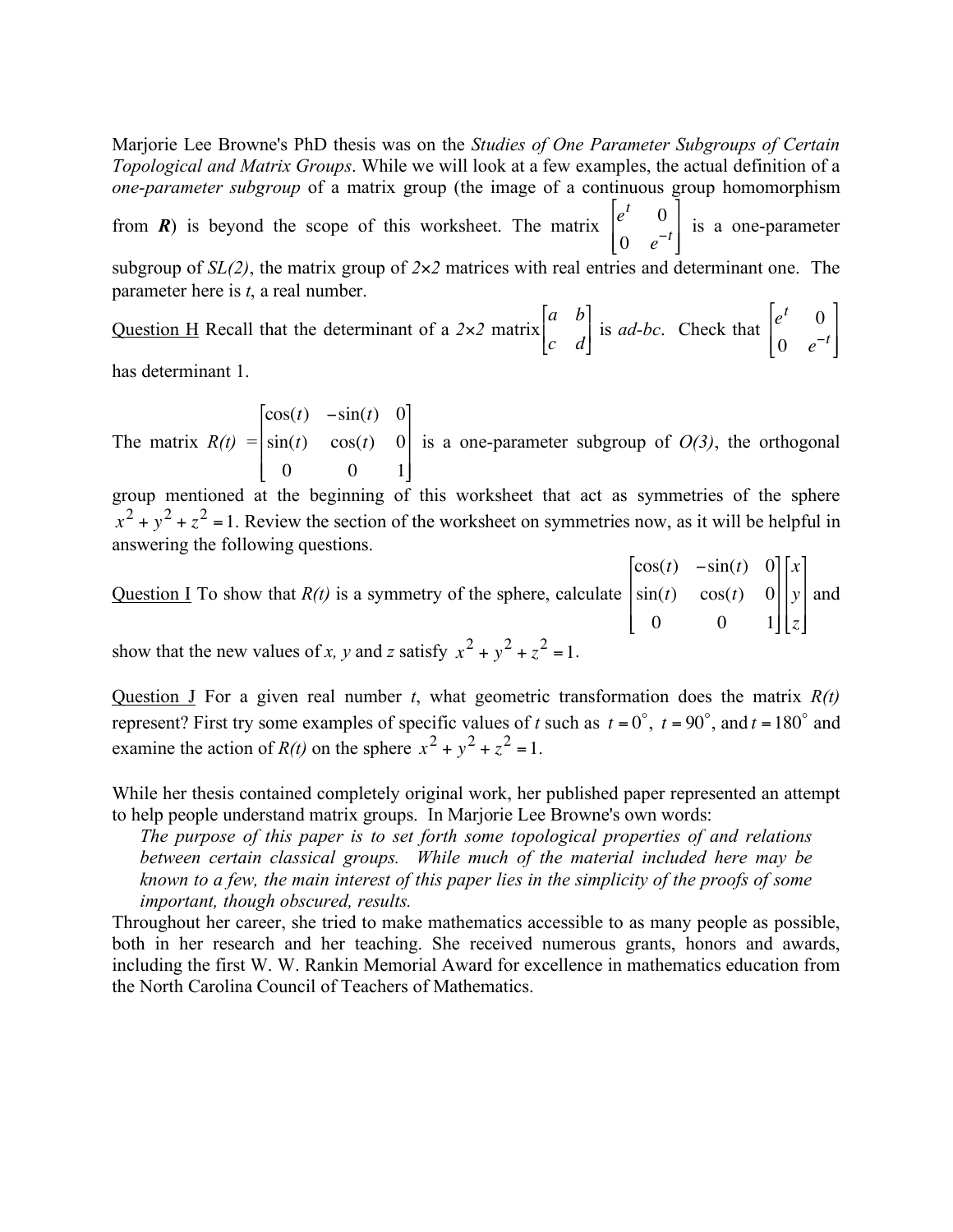Marjorie Lee Browne's PhD thesis was on the *Studies of One Parameter Subgroups of Certain Topological and Matrix Groups*. While we will look at a few examples, the actual definition of a *one-parameter subgroup* of a matrix group (the image of a continuous group homomorphism from $\boldsymbol{R}$) is beyond the scope of this worksheet. The matrix $\begin{bmatrix} e^t & 0 \\ 0 & e^{-t} \end{bmatrix}$ is a one-parameter subgroup of *SL(2)*, the matrix group of *2×2* matrices with real entries and determinant one. The parameter here is *t*, a real number.

<u>Question H</u> Recall that the determinant of a *2×2* matrix $\begin{bmatrix} a & b \\ c & d \end{bmatrix}$ is *ad-bc*. Check that $\begin{bmatrix} e^t & 0 \\ 0 & e^{-t} \end{bmatrix}$ has determinant 1.

The matrix *R(t)* = $\begin{bmatrix} \cos(t) & -\sin(t) & 0 \\ \sin(t) & \cos(t) & 0 \\ 0 & 0 & 1 \end{bmatrix}$ is a one-parameter subgroup of *O(3)*, the orthogonal group mentioned at the beginning of this worksheet that act as symmetries of the sphere $x^2 + y^2 + z^2 = 1$. Review the section of the worksheet on symmetries now, as it will be helpful in answering the following questions.

<u>Question I</u> To show that *R(t)* is a symmetry of the sphere, calculate $\begin{bmatrix} \cos(t) & -\sin(t) & 0 \\ \sin(t) & \cos(t) & 0 \\ 0 & 0 & 1 \end{bmatrix} \begin{bmatrix} x \\ y \\ z \end{bmatrix}$ and show that the new values of *x, y* and *z* satisfy $x^2 + y^2 + z^2 = 1$.

<u>Question J</u> For a given real number *t*, what geometric transformation does the matrix *R(t)* represent? First try some examples of specific values of *t* such as $t = 0^\circ$, $t = 90^\circ$, and $t = 180^\circ$ and examine the action of *R(t)* on the sphere $x^2 + y^2 + z^2 = 1$.

While her thesis contained completely original work, her published paper represented an attempt to help people understand matrix groups. In Marjorie Lee Browne's own words:

> *The purpose of this paper is to set forth some topological properties of and relations between certain classical groups. While much of the material included here may be known to a few, the main interest of this paper lies in the simplicity of the proofs of some important, though obscured, results.*

Throughout her career, she tried to make mathematics accessible to as many people as possible, both in her research and her teaching. She received numerous grants, honors and awards, including the first W. W. Rankin Memorial Award for excellence in mathematics education from the North Carolina Council of Teachers of Mathematics.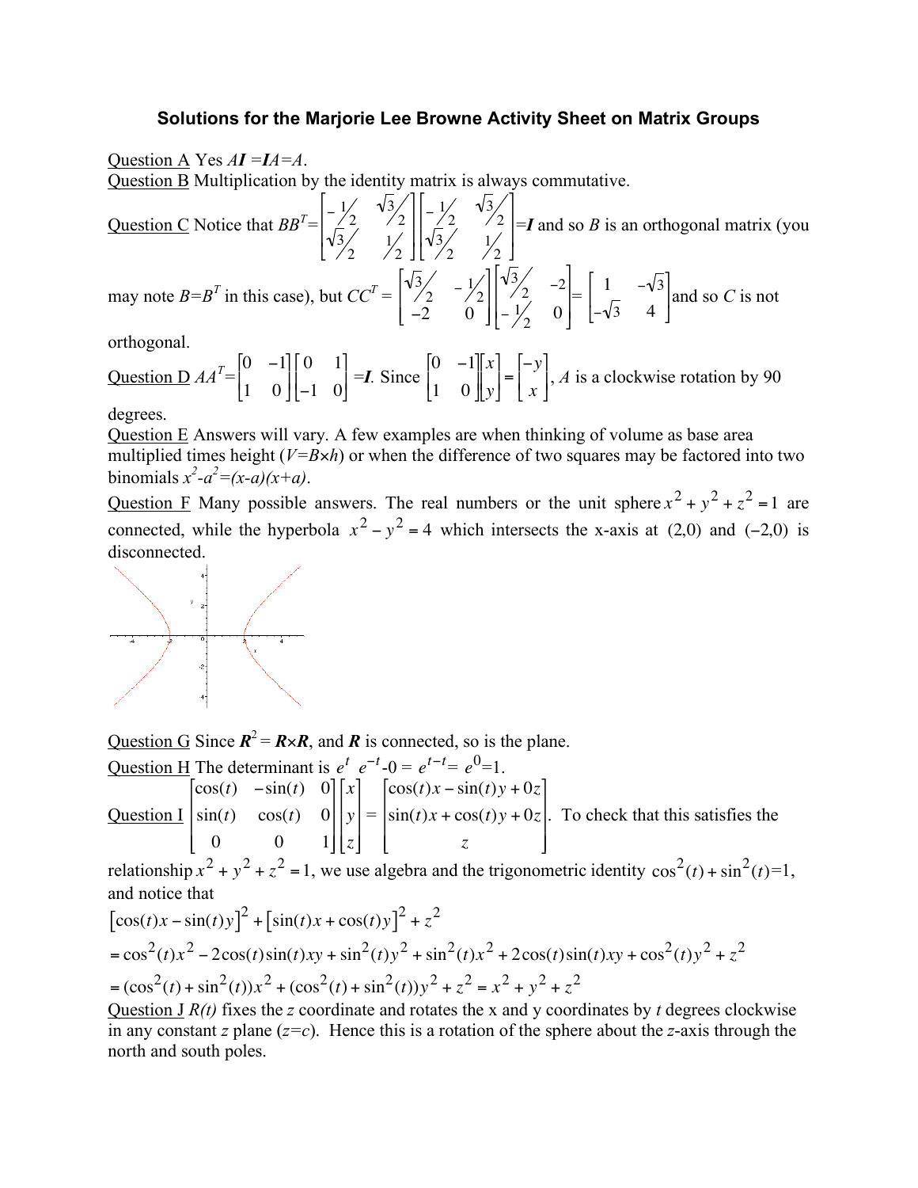# Solutions for the Marjorie Lee Browne Activity Sheet on Matrix Groups

<u>Question A</u> Yes $AI = IA = A$.

<u>Question B</u> Multiplication by the identity matrix is always commutative.

<u>Question C</u> Notice that $BB^T = \begin{bmatrix} -1/2 & \sqrt{3}/2 \\ \sqrt{3}/2 & 1/2 \end{bmatrix}\begin{bmatrix} -1/2 & \sqrt{3}/2 \\ \sqrt{3}/2 & 1/2 \end{bmatrix} = I$ and so $B$ is an orthogonal matrix (you may note $B = B^T$ in this case), but $CC^T = \begin{bmatrix} \sqrt{3}/2 & -1/2 \\ -2 & 0 \end{bmatrix}\begin{bmatrix} \sqrt{3}/2 & -2 \\ -1/2 & 0 \end{bmatrix} = \begin{bmatrix} 1 & -\sqrt{3} \\ -\sqrt{3} & 4 \end{bmatrix}$ and so $C$ is not orthogonal.

<u>Question D</u> $AA^T = \begin{bmatrix} 0 & -1 \\ 1 & 0 \end{bmatrix}\begin{bmatrix} 0 & 1 \\ -1 & 0 \end{bmatrix} = I$. Since $\begin{bmatrix} 0 & -1 \\ 1 & 0 \end{bmatrix}\begin{bmatrix} x \\ y \end{bmatrix} = \begin{bmatrix} -y \\ x \end{bmatrix}$, $A$ is a clockwise rotation by 90 degrees.

<u>Question E</u> Answers will vary. A few examples are when thinking of volume as base area multiplied times height ($V = B \times h$) or when the difference of two squares may be factored into two binomials $x^2 - a^2 = (x-a)(x+a)$.

<u>Question F</u> Many possible answers. The real numbers or the unit sphere $x^2 + y^2 + z^2 = 1$ are connected, while the hyperbola $x^2 - y^2 = 4$ which intersects the x-axis at (2,0) and (–2,0) is disconnected.

-4
-2
0
2
4
y
x
4
2
-2
-4

<u>Question G</u> Since $\mathbf{R}^2 = \mathbf{R} \times \mathbf{R}$, and $\mathbf{R}$ is connected, so is the plane.

<u>Question H</u> The determinant is $e^t\ e^{-t} - 0 = e^{t-t} = e^0 = 1$.

<u>Question I</u> $\begin{bmatrix} \cos(t) & -\sin(t) & 0 \\ \sin(t) & \cos(t) & 0 \\ 0 & 0 & 1 \end{bmatrix}\begin{bmatrix} x \\ y \\ z \end{bmatrix} = \begin{bmatrix} \cos(t)x - \sin(t)y + 0z \\ \sin(t)x + \cos(t)y + 0z \\ z \end{bmatrix}$. To check that this satisfies the relationship $x^2 + y^2 + z^2 = 1$, we use algebra and the trigonometric identity $\cos^2(t) + \sin^2(t) = 1$, and notice that

$$[\cos(t)x - \sin(t)y]^2 + [\sin(t)x + \cos(t)y]^2 + z^2$$

$$= \cos^2(t)x^2 - 2\cos(t)\sin(t)xy + \sin^2(t)y^2 + \sin^2(t)x^2 + 2\cos(t)\sin(t)xy + \cos^2(t)y^2 + z^2$$

$$= (\cos^2(t) + \sin^2(t))x^2 + (\cos^2(t) + \sin^2(t))y^2 + z^2 = x^2 + y^2 + z^2$$

<u>Question J</u> $R(t)$ fixes the $z$ coordinate and rotates the x and y coordinates by $t$ degrees clockwise in any constant $z$ plane ($z=c$). Hence this is a rotation of the sphere about the $z$-axis through the north and south poles.